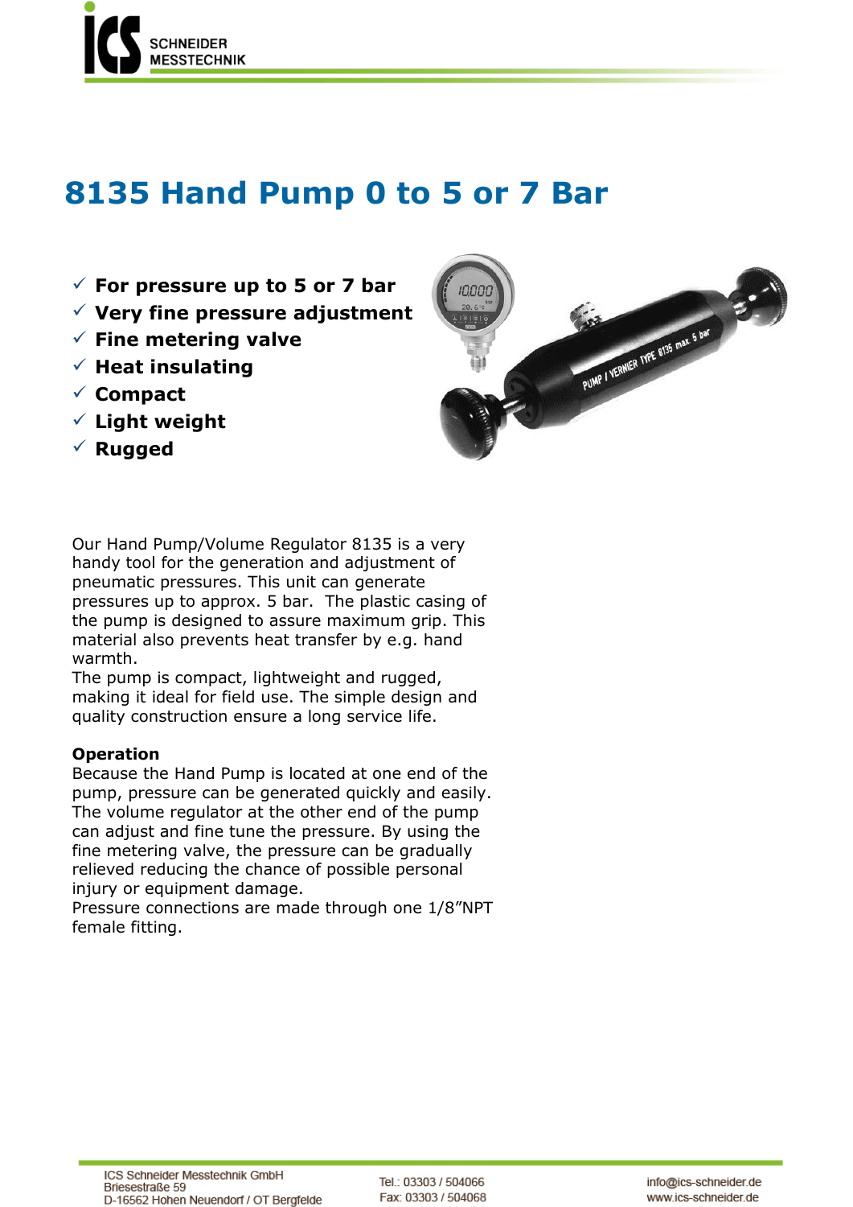# 8135 Hand Pump 0 to 5 or 7 Bar

- ✓ **For pressure up to 5 or 7 bar**
- ✓ **Very fine pressure adjustment**
- ✓ **Fine metering valve**
- ✓ **Heat insulating**
- ✓ **Compact**
- ✓ **Light weight**
- ✓ **Rugged**

Our Hand Pump/Volume Regulator 8135 is a very handy tool for the generation and adjustment of pneumatic pressures. This unit can generate pressures up to approx. 5 bar. The plastic casing of the pump is designed to assure maximum grip. This material also prevents heat transfer by e.g. hand warmth.
The pump is compact, lightweight and rugged, making it ideal for field use. The simple design and quality construction ensure a long service life.

**Operation**
Because the Hand Pump is located at one end of the pump, pressure can be generated quickly and easily. The volume regulator at the other end of the pump can adjust and fine tune the pressure. By using the fine metering valve, the pressure can be gradually relieved reducing the chance of possible personal injury or equipment damage.
Pressure connections are made through one 1/8"NPT female fitting.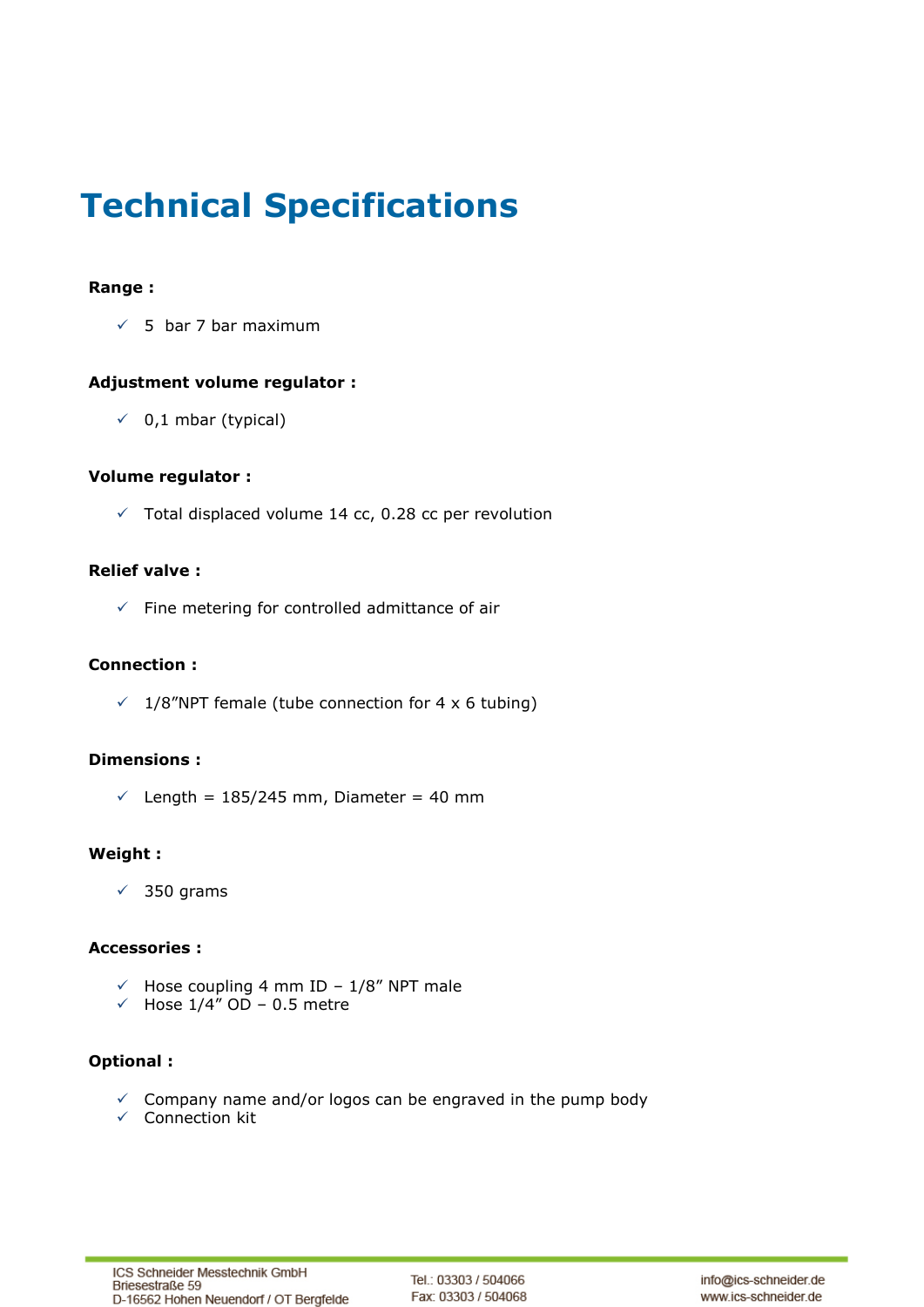# Technical Specifications

**Range :**

- 5  bar 7 bar maximum

**Adjustment volume regulator :**

- 0,1 mbar (typical)

**Volume regulator :**

- Total displaced volume 14 cc, 0.28 cc per revolution

**Relief valve :**

- Fine metering for controlled admittance of air

**Connection :**

- 1/8”NPT female (tube connection for 4 x 6 tubing)

**Dimensions :**

- Length = 185/245 mm, Diameter = 40 mm

**Weight :**

- 350 grams

**Accessories :**

- Hose coupling 4 mm ID – 1/8” NPT male
- Hose 1/4” OD – 0.5 metre

**Optional :**

- Company name and/or logos can be engraved in the pump body
- Connection kit